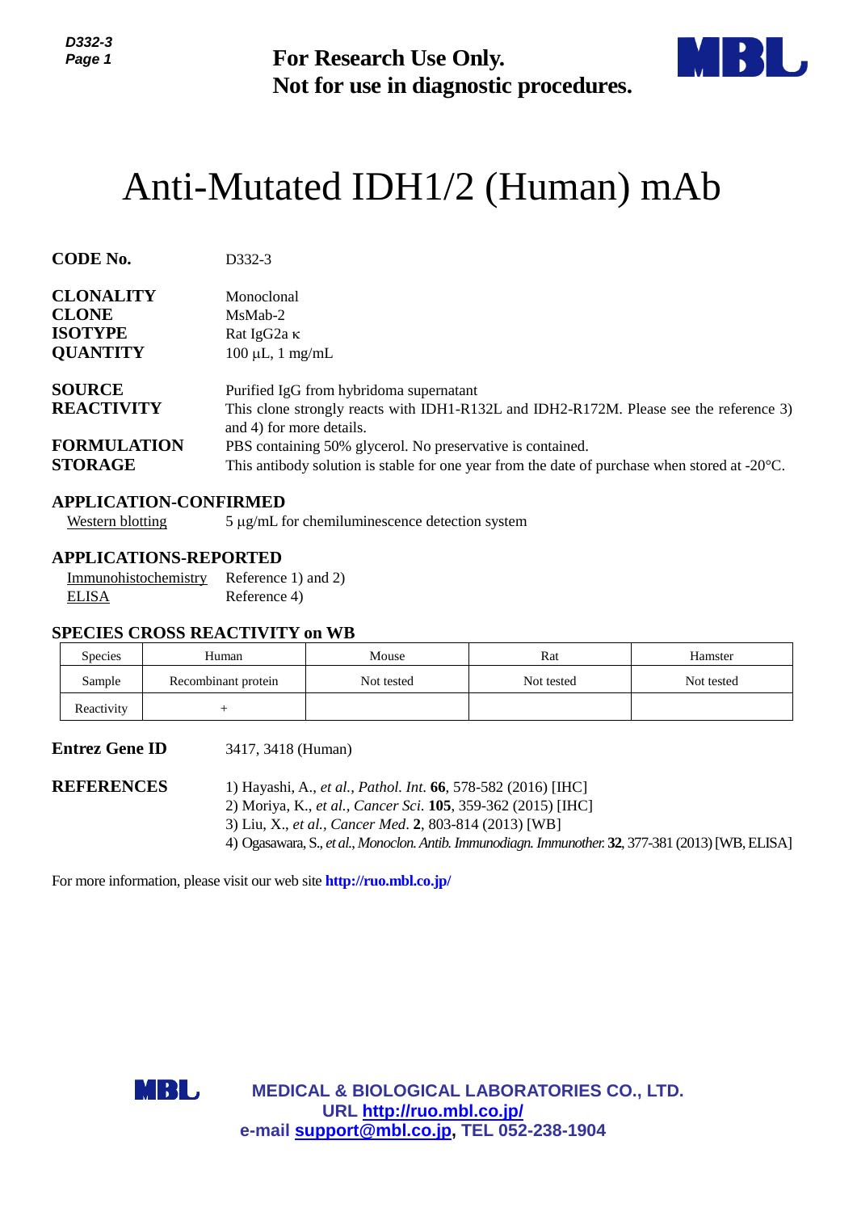**For Research Use Only.**
**Not for use in diagnostic procedures.**

# Anti-Mutated IDH1/2 (Human) mAb

**CODE No.** D332-3

**CLONALITY** Monoclonal
**CLONE** MsMab-2
**ISOTYPE** Rat IgG2a κ
**QUANTITY** 100 µL, 1 mg/mL

**SOURCE** Purified IgG from hybridoma supernatant
**REACTIVITY** This clone strongly reacts with IDH1-R132L and IDH2-R172M. Please see the reference 3) and 4) for more details.
**FORMULATION** PBS containing 50% glycerol. No preservative is contained.
**STORAGE** This antibody solution is stable for one year from the date of purchase when stored at -20°C.

## APPLICATION-CONFIRMED

Western blotting 5 µg/mL for chemiluminescence detection system

## APPLICATIONS-REPORTED

Immunohistochemistry Reference 1) and 2)
ELISA Reference 4)

## SPECIES CROSS REACTIVITY on WB

| Species | Human | Mouse | Rat | Hamster |
|---|---|---|---|---|
| Sample | Recombinant protein | Not tested | Not tested | Not tested |
| Reactivity | + | | | |

**Entrez Gene ID** 3417, 3418 (Human)

**REFERENCES**
1) Hayashi, A., *et al., Pathol. Int*. **66**, 578-582 (2016) [IHC]
2) Moriya, K., *et al., Cancer Sci.* **105**, 359-362 (2015) [IHC]
3) Liu, X., *et al., Cancer Med*. **2**, 803-814 (2013) [WB]
4) Ogasawara, S., *et al., Monoclon. Antib. Immunodiagn. Immunother.* **32**, 377-381 (2013) [WB, ELISA]

For more information, please visit our web site **http://ruo.mbl.co.jp/**

**MEDICAL & BIOLOGICAL LABORATORIES CO., LTD.**
**URL http://ruo.mbl.co.jp/**
**e-mail support@mbl.co.jp, TEL 052-238-1904**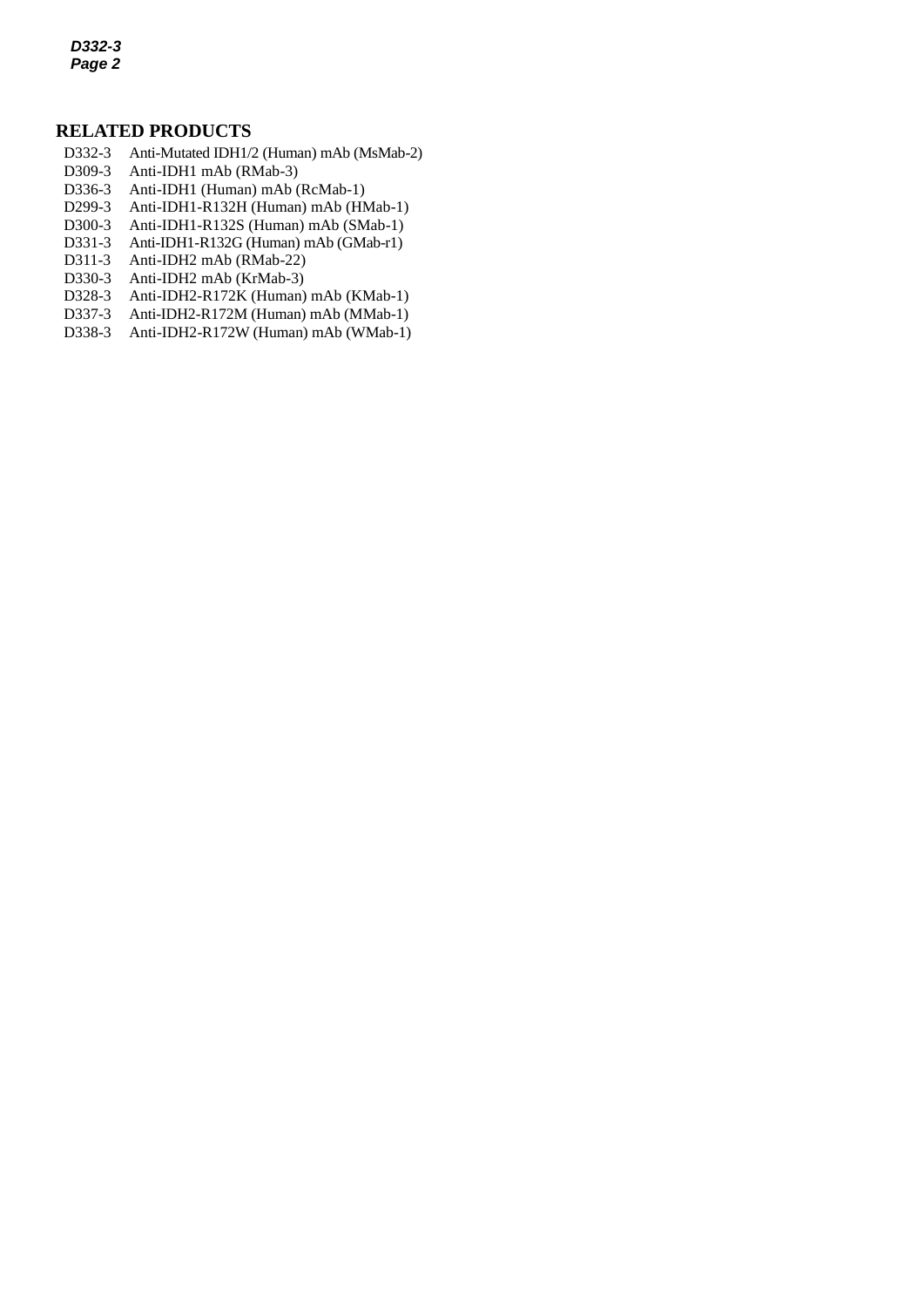## RELATED PRODUCTS

D332-3 Anti-Mutated IDH1/2 (Human) mAb (MsMab-2)
D309-3 Anti-IDH1 mAb (RMab-3)
D336-3 Anti-IDH1 (Human) mAb (RcMab-1)
D299-3 Anti-IDH1-R132H (Human) mAb (HMab-1)
D300-3 Anti-IDH1-R132S (Human) mAb (SMab-1)
D331-3 Anti-IDH1-R132G (Human) mAb (GMab-r1)
D311-3 Anti-IDH2 mAb (RMab-22)
D330-3 Anti-IDH2 mAb (KrMab-3)
D328-3 Anti-IDH2-R172K (Human) mAb (KMab-1)
D337-3 Anti-IDH2-R172M (Human) mAb (MMab-1)
D338-3 Anti-IDH2-R172W (Human) mAb (WMab-1)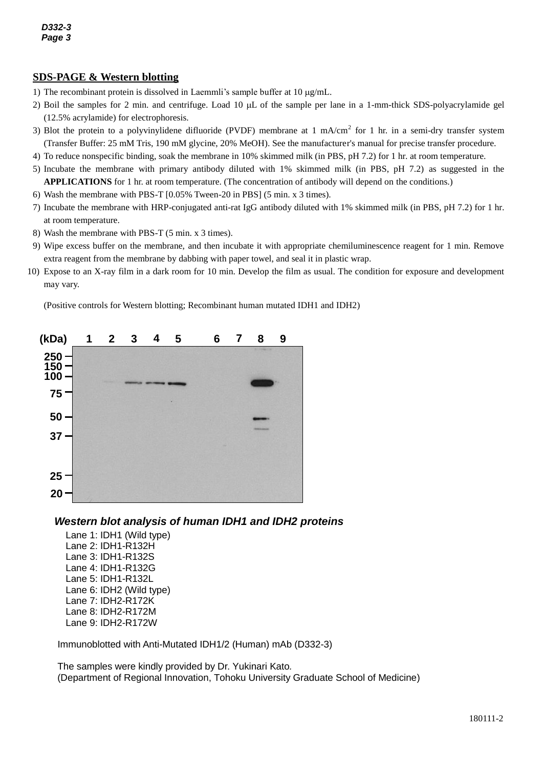## SDS-PAGE & Western blotting

1) The recombinant protein is dissolved in Laemmli's sample buffer at 10 μg/mL.
2) Boil the samples for 2 min. and centrifuge. Load 10 μL of the sample per lane in a 1-mm-thick SDS-polyacrylamide gel (12.5% acrylamide) for electrophoresis.
3) Blot the protein to a polyvinylidene difluoride (PVDF) membrane at 1 mA/cm$^2$ for 1 hr. in a semi-dry transfer system (Transfer Buffer: 25 mM Tris, 190 mM glycine, 20% MeOH). See the manufacturer's manual for precise transfer procedure.
4) To reduce nonspecific binding, soak the membrane in 10% skimmed milk (in PBS, pH 7.2) for 1 hr. at room temperature.
5) Incubate the membrane with primary antibody diluted with 1% skimmed milk (in PBS, pH 7.2) as suggested in the **APPLICATIONS** for 1 hr. at room temperature. (The concentration of antibody will depend on the conditions.)
6) Wash the membrane with PBS-T [0.05% Tween-20 in PBS] (5 min. x 3 times).
7) Incubate the membrane with HRP-conjugated anti-rat IgG antibody diluted with 1% skimmed milk (in PBS, pH 7.2) for 1 hr. at room temperature.
8) Wash the membrane with PBS-T (5 min. x 3 times).
9) Wipe excess buffer on the membrane, and then incubate it with appropriate chemiluminescence reagent for 1 min. Remove extra reagent from the membrane by dabbing with paper towel, and seal it in plastic wrap.
10) Expose to an X-ray film in a dark room for 10 min. Develop the film as usual. The condition for exposure and development may vary.

(Positive controls for Western blotting; Recombinant human mutated IDH1 and IDH2)

(kDa) 1 2 3 4 5 6 7 8 9

250
150
100
75
50
37
25
20

***Western blot analysis of human IDH1 and IDH2 proteins***

Lane 1: IDH1 (Wild type)
Lane 2: IDH1-R132H
Lane 3: IDH1-R132S
Lane 4: IDH1-R132G
Lane 5: IDH1-R132L
Lane 6: IDH2 (Wild type)
Lane 7: IDH2-R172K
Lane 8: IDH2-R172M
Lane 9: IDH2-R172W

Immunoblotted with Anti-Mutated IDH1/2 (Human) mAb (D332-3)

The samples were kindly provided by Dr. Yukinari Kato.
(Department of Regional Innovation, Tohoku University Graduate School of Medicine)

180111-2